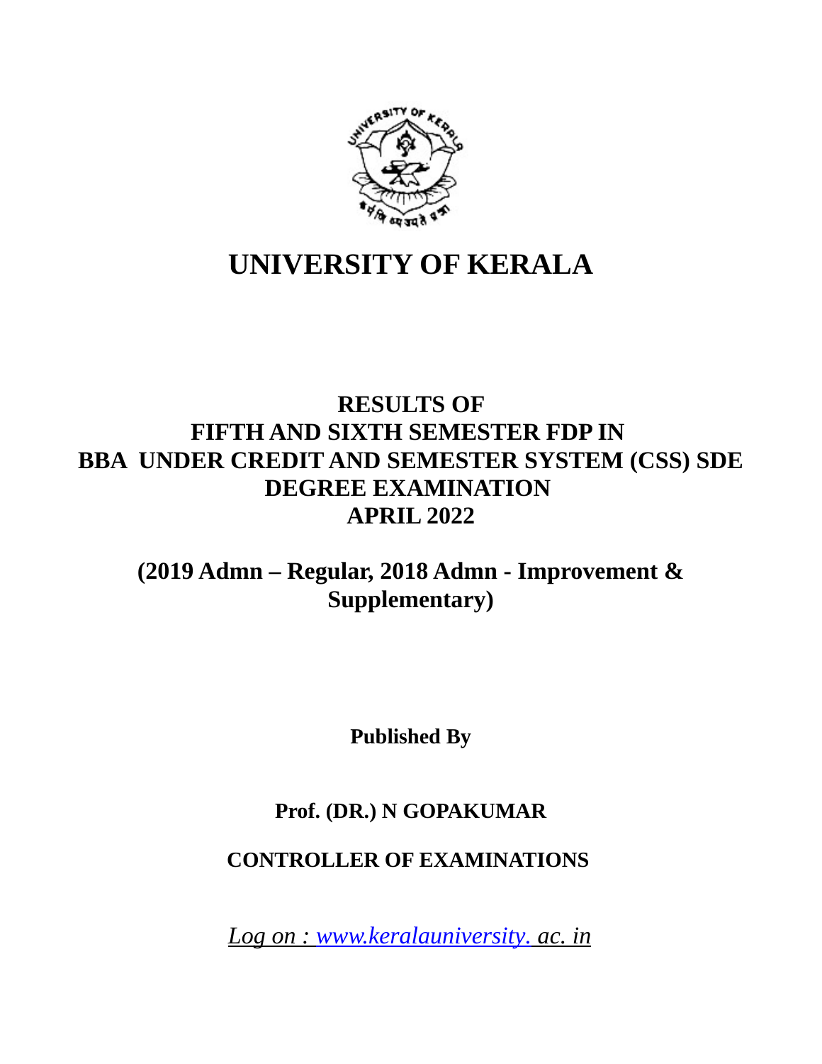# UNIVERSITY OF KERALA

## RESULTS OF
## FIFTH AND SIXTH SEMESTER FDP IN
## BBA UNDER CREDIT AND SEMESTER SYSTEM (CSS) SDE
## DEGREE EXAMINATION
## APRIL 2022

### (2019 Admn – Regular, 2018 Admn - Improvement & Supplementary)

**Published By**

**Prof. (DR.) N GOPAKUMAR**

**CONTROLLER OF EXAMINATIONS**

*Log on : www.keralauniversity. ac. in*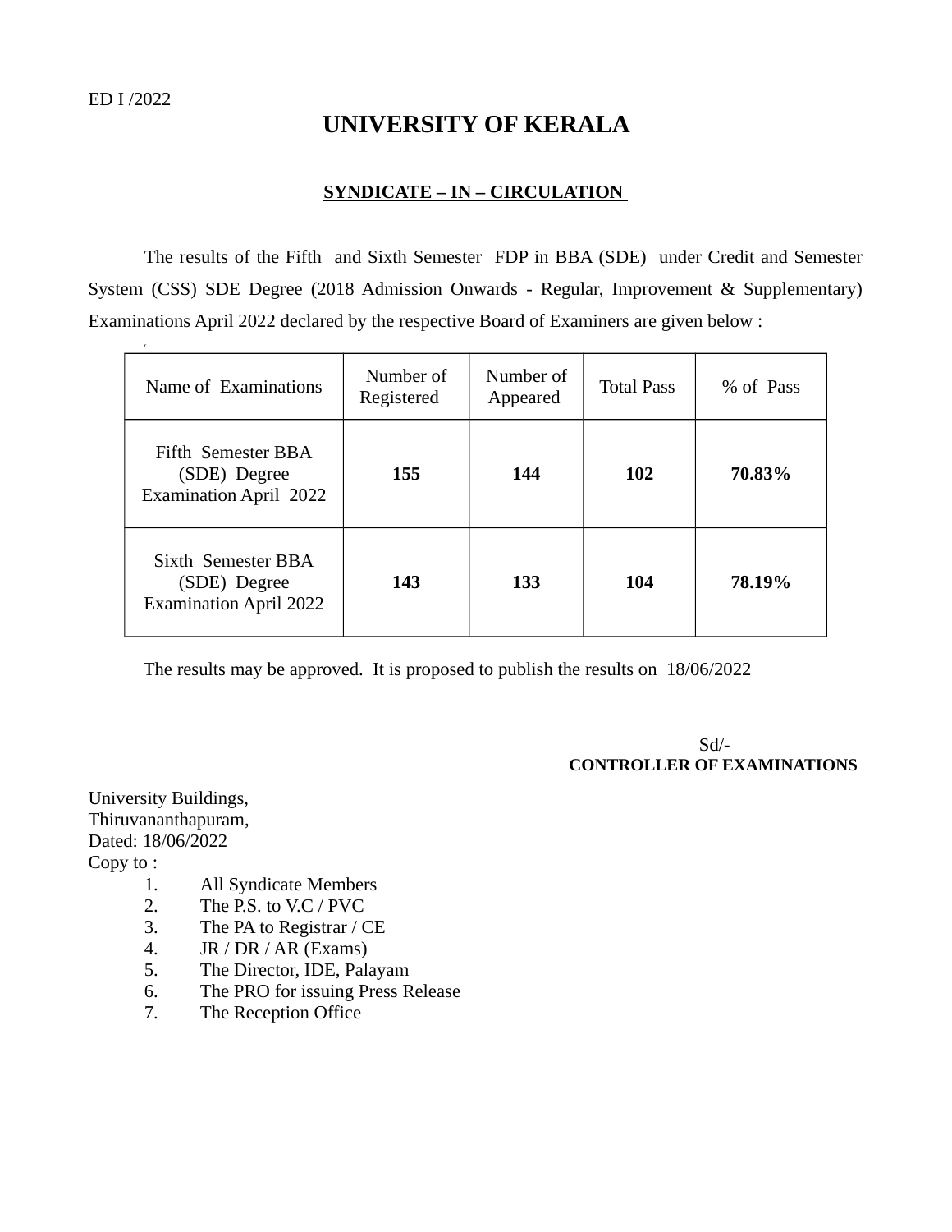ED I /2022

# UNIVERSITY OF KERALA

## SYNDICATE – IN – CIRCULATION

The results of the Fifth and Sixth Semester FDP in BBA (SDE) under Credit and Semester System (CSS) SDE Degree (2018 Admission Onwards - Regular, Improvement & Supplementary) Examinations April 2022 declared by the respective Board of Examiners are given below :

| Name of Examinations | Number of Registered | Number of Appeared | Total Pass | % of Pass |
|---|---|---|---|---|
| Fifth Semester BBA (SDE) Degree Examination April 2022 | **155** | **144** | **102** | **70.83%** |
| Sixth Semester BBA (SDE) Degree Examination April 2022 | **143** | **133** | **104** | **78.19%** |

The results may be approved. It is proposed to publish the results on 18/06/2022

Sd/-
**CONTROLLER OF EXAMINATIONS**

University Buildings,
Thiruvananthapuram,
Dated: 18/06/2022
Copy to :

1. All Syndicate Members
2. The P.S. to V.C / PVC
3. The PA to Registrar / CE
4. JR / DR / AR (Exams)
5. The Director, IDE, Palayam
6. The PRO for issuing Press Release
7. The Reception Office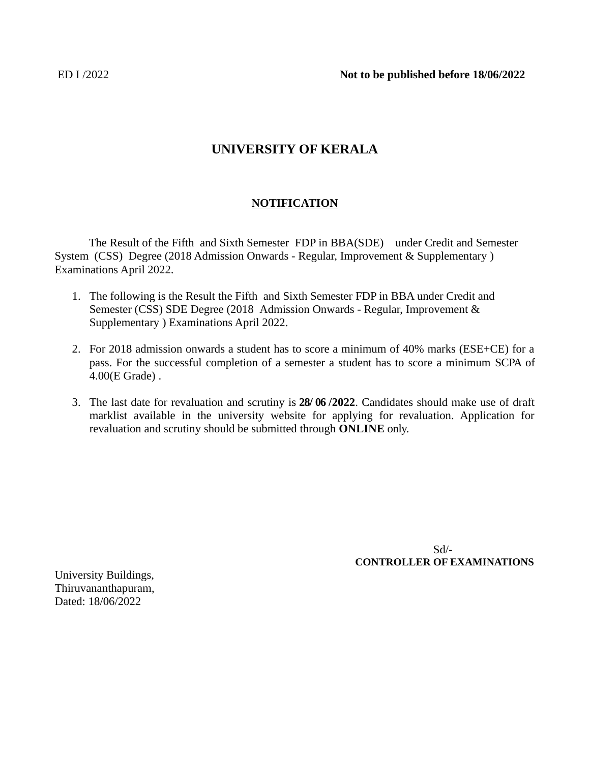ED I /2022 **Not to be published before 18/06/2022**

# UNIVERSITY OF KERALA

## NOTIFICATION

The Result of the Fifth and Sixth Semester FDP in BBA(SDE) under Credit and Semester System (CSS) Degree (2018 Admission Onwards - Regular, Improvement & Supplementary ) Examinations April 2022.

1. The following is the Result the Fifth and Sixth Semester FDP in BBA under Credit and Semester (CSS) SDE Degree (2018 Admission Onwards - Regular, Improvement & Supplementary ) Examinations April 2022.

2. For 2018 admission onwards a student has to score a minimum of 40% marks (ESE+CE) for a pass. For the successful completion of a semester a student has to score a minimum SCPA of 4.00(E Grade) .

3. The last date for revaluation and scrutiny is **28/ 06 /2022**. Candidates should make use of draft marklist available in the university website for applying for revaluation. Application for revaluation and scrutiny should be submitted through **ONLINE** only.

Sd/-
**CONTROLLER OF EXAMINATIONS**

University Buildings,
Thiruvananthapuram,
Dated: 18/06/2022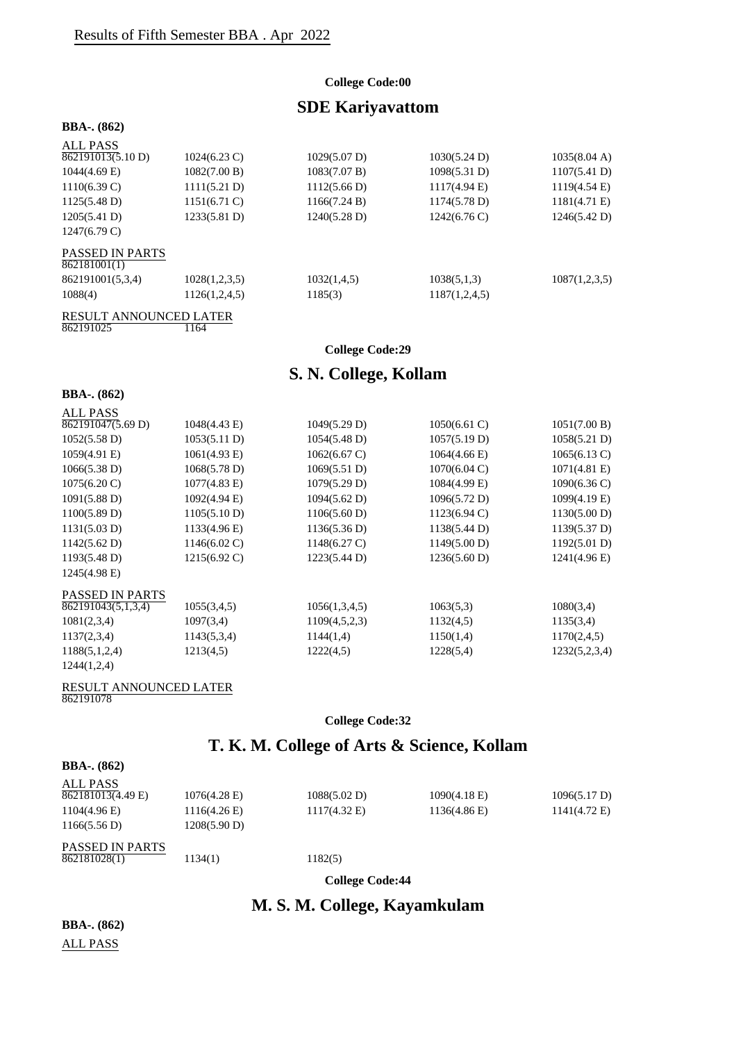Results of Fifth Semester BBA . Apr 2022

**College Code:00**

## SDE Kariyavattom

**BBA-. (862)**

ALL PASS

| | | | | |
|---|---|---|---|---|
| 862191013(5.10 D) | 1024(6.23 C) | 1029(5.07 D) | 1030(5.24 D) | 1035(8.04 A) |
| 1044(4.69 E) | 1082(7.00 B) | 1083(7.07 B) | 1098(5.31 D) | 1107(5.41 D) |
| 1110(6.39 C) | 1111(5.21 D) | 1112(5.66 D) | 1117(4.94 E) | 1119(4.54 E) |
| 1125(5.48 D) | 1151(6.71 C) | 1166(7.24 B) | 1174(5.78 D) | 1181(4.71 E) |
| 1205(5.41 D) | 1233(5.81 D) | 1240(5.28 D) | 1242(6.76 C) | 1246(5.42 D) |
| 1247(6.79 C) | | | | |

PASSED IN PARTS

| | | | | |
|---|---|---|---|---|
| 862181001(1) | | | | |
| 862191001(5,3,4) | 1028(1,2,3,5) | 1032(1,4,5) | 1038(5,1,3) | 1087(1,2,3,5) |
| 1088(4) | 1126(1,2,4,5) | 1185(3) | 1187(1,2,4,5) | |

RESULT ANNOUNCED LATER

862191025 1164

**College Code:29**

## S. N. College, Kollam

**BBA-. (862)**

ALL PASS

| | | | | |
|---|---|---|---|---|
| 862191047(5.69 D) | 1048(4.43 E) | 1049(5.29 D) | 1050(6.61 C) | 1051(7.00 B) |
| 1052(5.58 D) | 1053(5.11 D) | 1054(5.48 D) | 1057(5.19 D) | 1058(5.21 D) |
| 1059(4.91 E) | 1061(4.93 E) | 1062(6.67 C) | 1064(4.66 E) | 1065(6.13 C) |
| 1066(5.38 D) | 1068(5.78 D) | 1069(5.51 D) | 1070(6.04 C) | 1071(4.81 E) |
| 1075(6.20 C) | 1077(4.83 E) | 1079(5.29 D) | 1084(4.99 E) | 1090(6.36 C) |
| 1091(5.88 D) | 1092(4.94 E) | 1094(5.62 D) | 1096(5.72 D) | 1099(4.19 E) |
| 1100(5.89 D) | 1105(5.10 D) | 1106(5.60 D) | 1123(6.94 C) | 1130(5.00 D) |
| 1131(5.03 D) | 1133(4.96 E) | 1136(5.36 D) | 1138(5.44 D) | 1139(5.37 D) |
| 1142(5.62 D) | 1146(6.02 C) | 1148(6.27 C) | 1149(5.00 D) | 1192(5.01 D) |
| 1193(5.48 D) | 1215(6.92 C) | 1223(5.44 D) | 1236(5.60 D) | 1241(4.96 E) |
| 1245(4.98 E) | | | | |

PASSED IN PARTS

| | | | | |
|---|---|---|---|---|
| 862191043(5,1,3,4) | 1055(3,4,5) | 1056(1,3,4,5) | 1063(5,3) | 1080(3,4) |
| 1081(2,3,4) | 1097(3,4) | 1109(4,5,2,3) | 1132(4,5) | 1135(3,4) |
| 1137(2,3,4) | 1143(5,3,4) | 1144(1,4) | 1150(1,4) | 1170(2,4,5) |
| 1188(5,1,2,4) | 1213(4,5) | 1222(4,5) | 1228(5,4) | 1232(5,2,3,4) |
| 1244(1,2,4) | | | | |

RESULT ANNOUNCED LATER

862191078

**College Code:32**

## T. K. M. College of Arts & Science, Kollam

**BBA-. (862)**

ALL PASS

| | | | | |
|---|---|---|---|---|
| 862181013(4.49 E) | 1076(4.28 E) | 1088(5.02 D) | 1090(4.18 E) | 1096(5.17 D) |
| 1104(4.96 E) | 1116(4.26 E) | 1117(4.32 E) | 1136(4.86 E) | 1141(4.72 E) |
| 1166(5.56 D) | 1208(5.90 D) | | | |

PASSED IN PARTS

| | | |
|---|---|---|
| 862181028(1) | 1134(1) | 1182(5) |

**College Code:44**

## M. S. M. College, Kayamkulam

**BBA-. (862)**

ALL PASS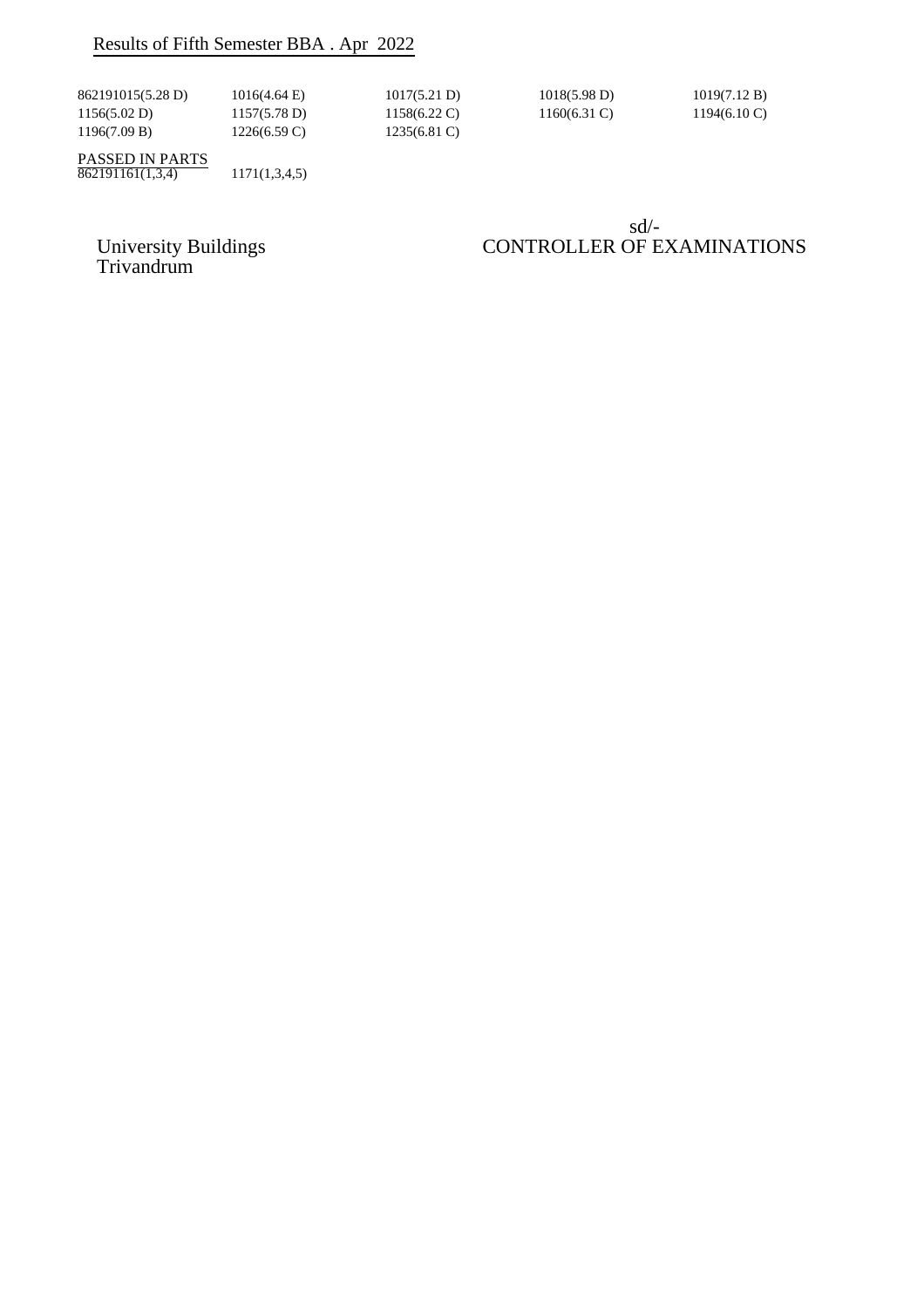## Results of Fifth Semester BBA . Apr 2022

862191015(5.28 D) 1016(4.64 E) 1017(5.21 D) 1018(5.98 D) 1019(7.12 B)
1156(5.02 D) 1157(5.78 D) 1158(6.22 C) 1160(6.31 C) 1194(6.10 C)
1196(7.09 B) 1226(6.59 C) 1235(6.81 C)

PASSED IN PARTS

862191161(1,3,4) 1171(1,3,4,5)

sd/-

CONTROLLER OF EXAMINATIONS

University Buildings
Trivandrum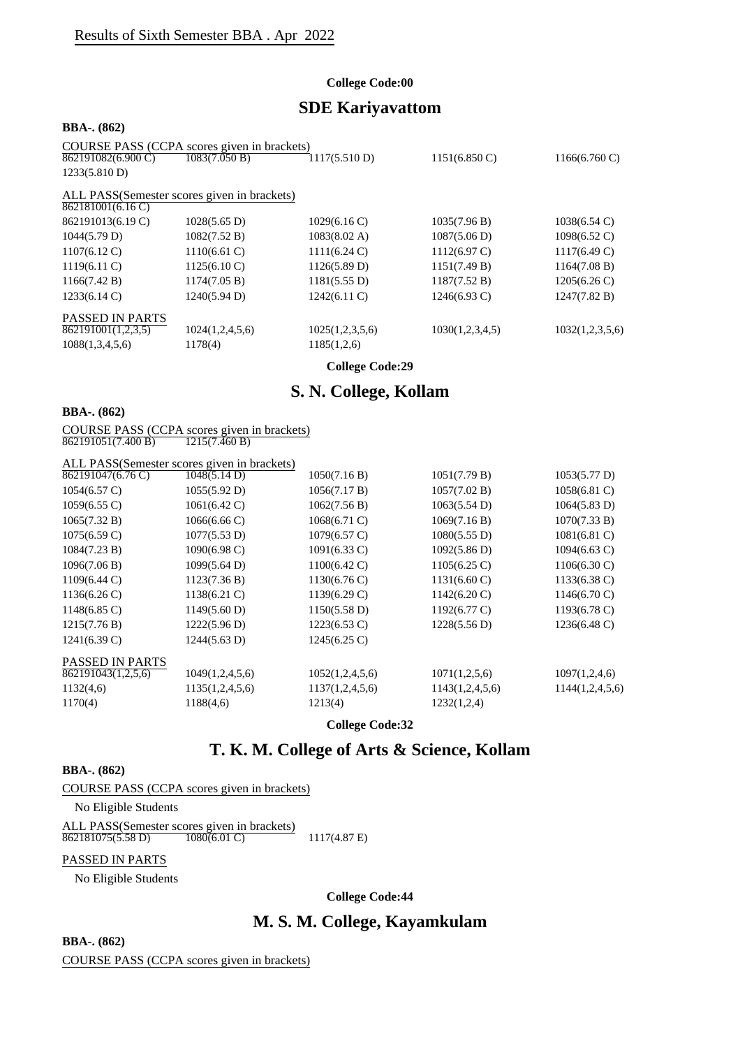Results of Sixth Semester BBA . Apr 2022

**College Code:00**

## SDE Kariyavattom

**BBA-. (862)**

COURSE PASS (CCPA scores given in brackets)

| | | | | |
|---|---|---|---|---|
| 862191082(6.900 C) | 1083(7.050 B) | 1117(5.510 D) | 1151(6.850 C) | 1166(6.760 C) |
| 1233(5.810 D) | | | | |

ALL PASS(Semester scores given in brackets)

| | | | | |
|---|---|---|---|---|
| 862181001(6.16 C) | | | | |
| 862191013(6.19 C) | 1028(5.65 D) | 1029(6.16 C) | 1035(7.96 B) | 1038(6.54 C) |
| 1044(5.79 D) | 1082(7.52 B) | 1083(8.02 A) | 1087(5.06 D) | 1098(6.52 C) |
| 1107(6.12 C) | 1110(6.61 C) | 1111(6.24 C) | 1112(6.97 C) | 1117(6.49 C) |
| 1119(6.11 C) | 1125(6.10 C) | 1126(5.89 D) | 1151(7.49 B) | 1164(7.08 B) |
| 1166(7.42 B) | 1174(7.05 B) | 1181(5.55 D) | 1187(7.52 B) | 1205(6.26 C) |
| 1233(6.14 C) | 1240(5.94 D) | 1242(6.11 C) | 1246(6.93 C) | 1247(7.82 B) |

PASSED IN PARTS

| | | | | |
|---|---|---|---|---|
| 862191001(1,2,3,5) | 1024(1,2,4,5,6) | 1025(1,2,3,5,6) | 1030(1,2,3,4,5) | 1032(1,2,3,5,6) |
| 1088(1,3,4,5,6) | 1178(4) | 1185(1,2,6) | | |

**College Code:29**

## S. N. College, Kollam

**BBA-. (862)**

COURSE PASS (CCPA scores given in brackets)

| | |
|---|---|
| 862191051(7.400 B) | 1215(7.460 B) |

ALL PASS(Semester scores given in brackets)

| | | | | |
|---|---|---|---|---|
| 862191047(6.76 C) | 1048(5.14 D) | 1050(7.16 B) | 1051(7.79 B) | 1053(5.77 D) |
| 1054(6.57 C) | 1055(5.92 D) | 1056(7.17 B) | 1057(7.02 B) | 1058(6.81 C) |
| 1059(6.55 C) | 1061(6.42 C) | 1062(7.56 B) | 1063(5.54 D) | 1064(5.83 D) |
| 1065(7.32 B) | 1066(6.66 C) | 1068(6.71 C) | 1069(7.16 B) | 1070(7.33 B) |
| 1075(6.59 C) | 1077(5.53 D) | 1079(6.57 C) | 1080(5.55 D) | 1081(6.81 C) |
| 1084(7.23 B) | 1090(6.98 C) | 1091(6.33 C) | 1092(5.86 D) | 1094(6.63 C) |
| 1096(7.06 B) | 1099(5.64 D) | 1100(6.42 C) | 1105(6.25 C) | 1106(6.30 C) |
| 1109(6.44 C) | 1123(7.36 B) | 1130(6.76 C) | 1131(6.60 C) | 1133(6.38 C) |
| 1136(6.26 C) | 1138(6.21 C) | 1139(6.29 C) | 1142(6.20 C) | 1146(6.70 C) |
| 1148(6.85 C) | 1149(5.60 D) | 1150(5.58 D) | 1192(6.77 C) | 1193(6.78 C) |
| 1215(7.76 B) | 1222(5.96 D) | 1223(6.53 C) | 1228(5.56 D) | 1236(6.48 C) |
| 1241(6.39 C) | 1244(5.63 D) | 1245(6.25 C) | | |

PASSED IN PARTS

| | | | | |
|---|---|---|---|---|
| 862191043(1,2,5,6) | 1049(1,2,4,5,6) | 1052(1,2,4,5,6) | 1071(1,2,5,6) | 1097(1,2,4,6) |
| 1132(4,6) | 1135(1,2,4,5,6) | 1137(1,2,4,5,6) | 1143(1,2,4,5,6) | 1144(1,2,4,5,6) |
| 1170(4) | 1188(4,6) | 1213(4) | 1232(1,2,4) | |

**College Code:32**

## T. K. M. College of Arts & Science, Kollam

**BBA-. (862)**

COURSE PASS (CCPA scores given in brackets)

No Eligible Students

ALL PASS(Semester scores given in brackets)

| | | |
|---|---|---|
| 862181075(5.58 D) | 1080(6.01 C) | 1117(4.87 E) |

PASSED IN PARTS

No Eligible Students

**College Code:44**

## M. S. M. College, Kayamkulam

**BBA-. (862)**

COURSE PASS (CCPA scores given in brackets)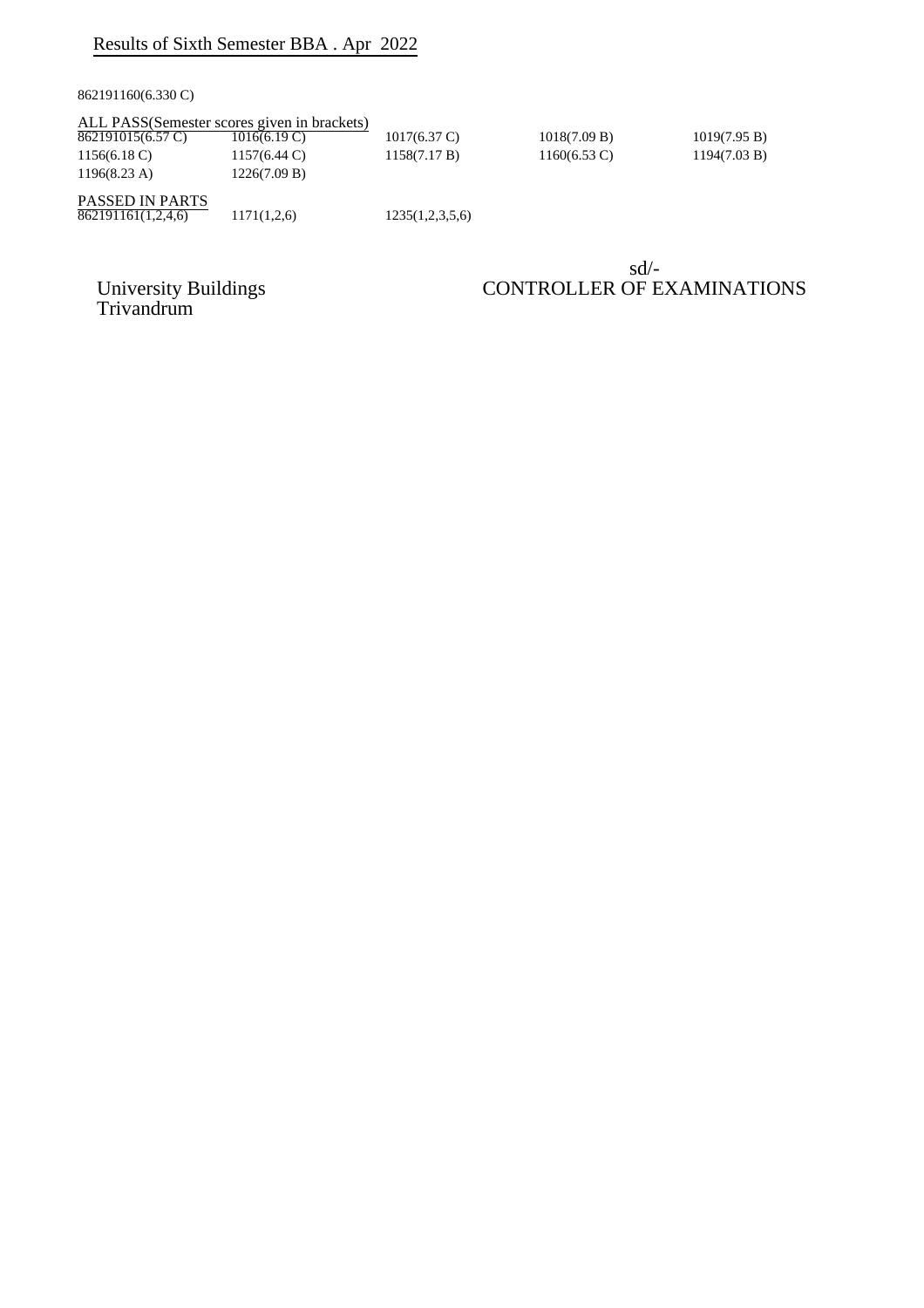## Results of Sixth Semester BBA . Apr 2022

862191160(6.330 C)

ALL PASS(Semester scores given in brackets)

| | | | | |
|---|---|---|---|---|
| 862191015(6.57 C) | 1016(6.19 C) | 1017(6.37 C) | 1018(7.09 B) | 1019(7.95 B) |
| 1156(6.18 C) | 1157(6.44 C) | 1158(7.17 B) | 1160(6.53 C) | 1194(7.03 B) |
| 1196(8.23 A) | 1226(7.09 B) | | | |

PASSED IN PARTS

| | | |
|---|---|---|
| 862191161(1,2,4,6) | 1171(1,2,6) | 1235(1,2,3,5,6) |

sd/-

CONTROLLER OF EXAMINATIONS

University Buildings
Trivandrum